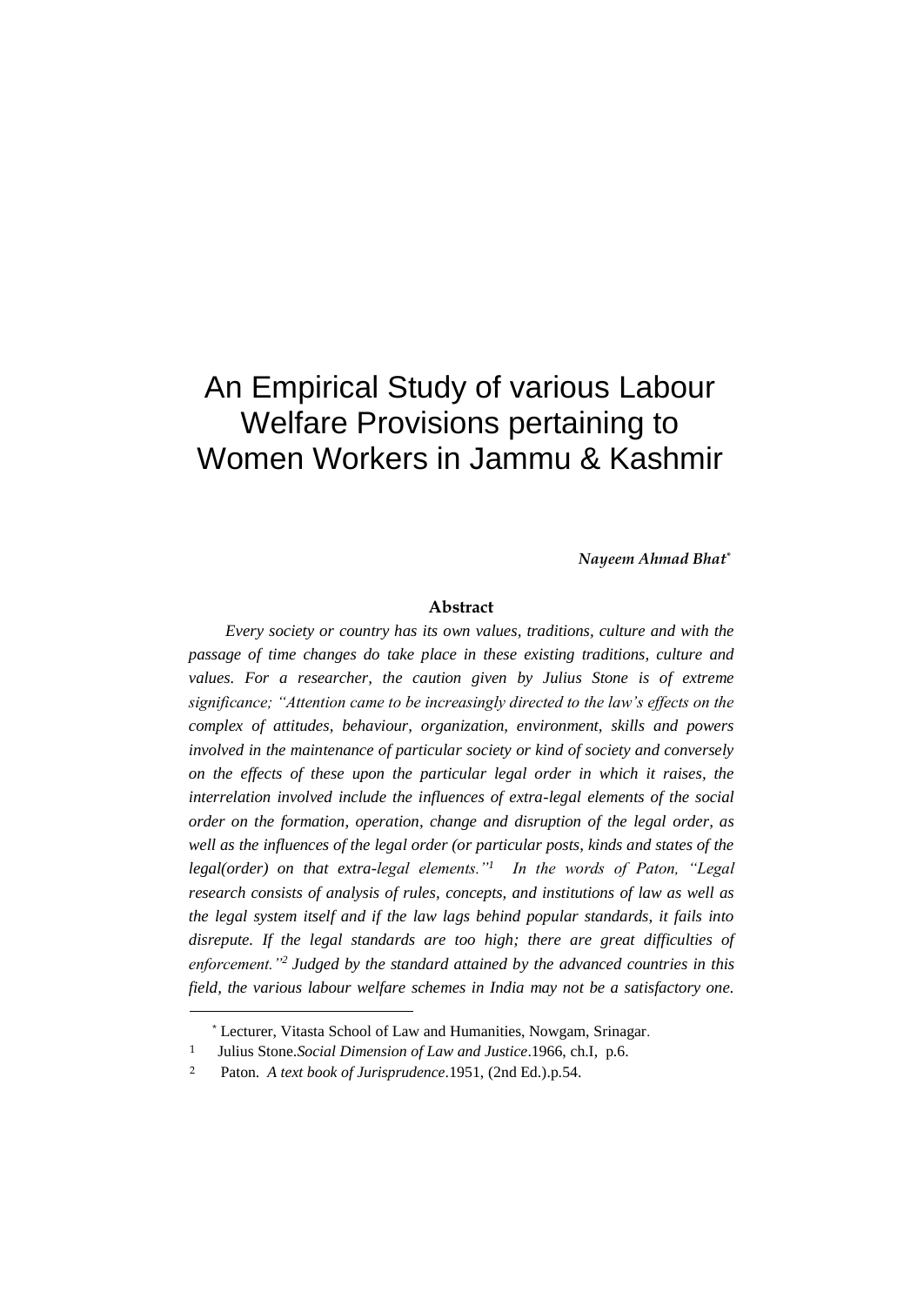# An Empirical Study of various Labour Welfare Provisions pertaining to Women Workers in Jammu & Kashmir

***Nayeem Ahmad Bhat*** [*]

### Abstract

*Every society or country has its own values, traditions, culture and with the passage of time changes do take place in these existing traditions, culture and values. For a researcher, the caution given by Julius Stone is of extreme significance; "Attention came to be increasingly directed to the law's effects on the complex of attitudes, behaviour, organization, environment, skills and powers involved in the maintenance of particular society or kind of society and conversely on the effects of these upon the particular legal order in which it raises, the interrelation involved include the influences of extra-legal elements of the social order on the formation, operation, change and disruption of the legal order, as well as the influences of the legal order (or particular posts, kinds and states of the legal(order) on that extra-legal elements."*[1] *In the words of Paton, "Legal research consists of analysis of rules, concepts, and institutions of law as well as the legal system itself and if the law lags behind popular standards, it fails into disrepute. If the legal standards are too high; there are great difficulties of enforcement."*[2] *Judged by the standard attained by the advanced countries in this field, the various labour welfare schemes in India may not be a satisfactory one.*

---

[*] Lecturer, Vitasta School of Law and Humanities, Nowgam, Srinagar.

1 Julius Stone.*Social Dimension of Law and Justice*.1966, ch.I, p.6.

2 Paton. *A text book of Jurisprudence*.1951, (2nd Ed.).p.54.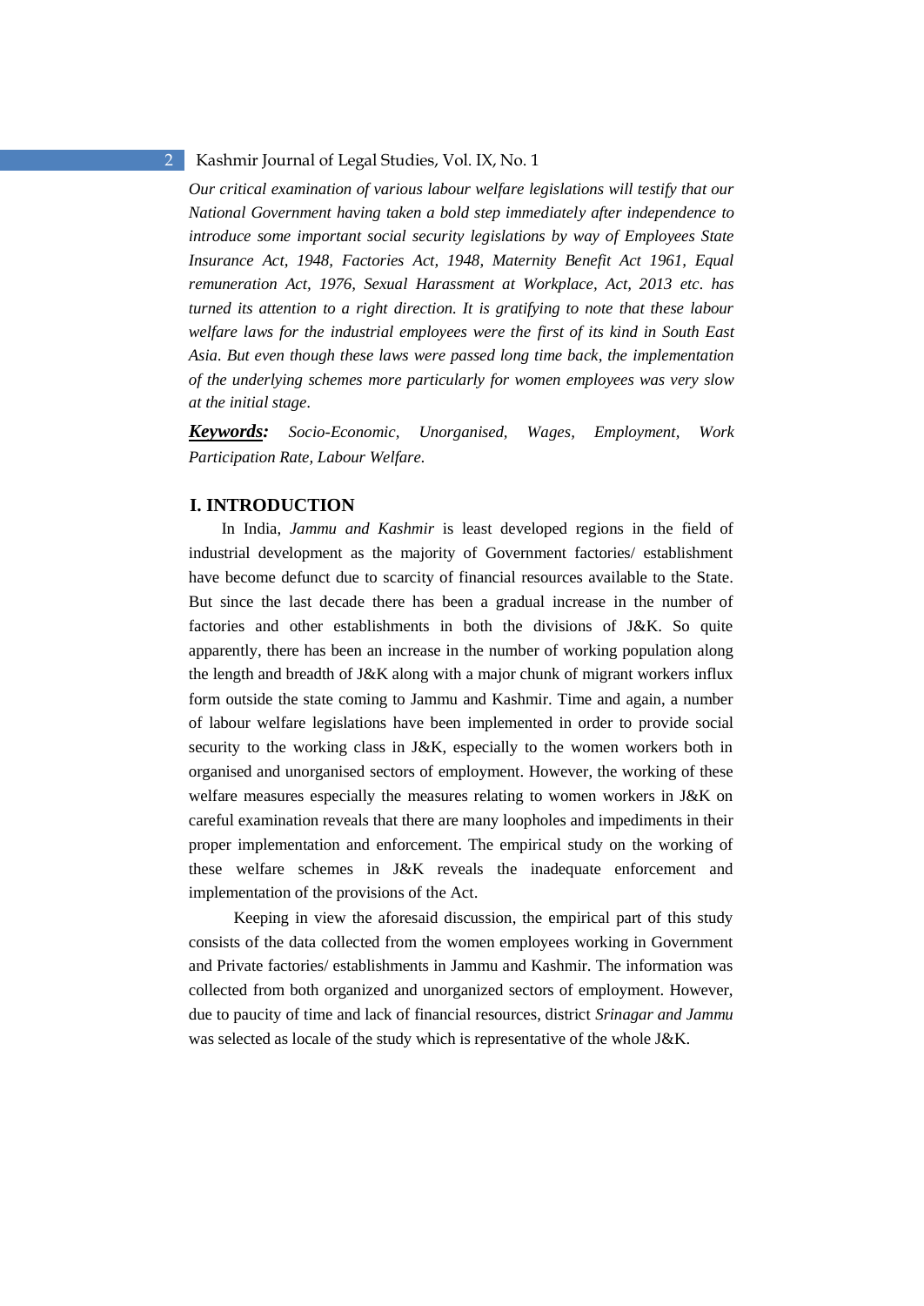*Our critical examination of various labour welfare legislations will testify that our National Government having taken a bold step immediately after independence to introduce some important social security legislations by way of Employees State Insurance Act, 1948, Factories Act, 1948, Maternity Benefit Act 1961, Equal remuneration Act, 1976, Sexual Harassment at Workplace, Act, 2013 etc. has turned its attention to a right direction. It is gratifying to note that these labour welfare laws for the industrial employees were the first of its kind in South East Asia. But even though these laws were passed long time back, the implementation of the underlying schemes more particularly for women employees was very slow at the initial stage.*

***Keywords:*** *Socio-Economic, Unorganised, Wages, Employment, Work Participation Rate, Labour Welfare.*

## I. INTRODUCTION

In India, *Jammu and Kashmir* is least developed regions in the field of industrial development as the majority of Government factories/ establishment have become defunct due to scarcity of financial resources available to the State. But since the last decade there has been a gradual increase in the number of factories and other establishments in both the divisions of J&K. So quite apparently, there has been an increase in the number of working population along the length and breadth of J&K along with a major chunk of migrant workers influx form outside the state coming to Jammu and Kashmir. Time and again, a number of labour welfare legislations have been implemented in order to provide social security to the working class in J&K, especially to the women workers both in organised and unorganised sectors of employment. However, the working of these welfare measures especially the measures relating to women workers in J&K on careful examination reveals that there are many loopholes and impediments in their proper implementation and enforcement. The empirical study on the working of these welfare schemes in J&K reveals the inadequate enforcement and implementation of the provisions of the Act.

Keeping in view the aforesaid discussion, the empirical part of this study consists of the data collected from the women employees working in Government and Private factories/ establishments in Jammu and Kashmir. The information was collected from both organized and unorganized sectors of employment. However, due to paucity of time and lack of financial resources, district *Srinagar and Jammu* was selected as locale of the study which is representative of the whole J&K.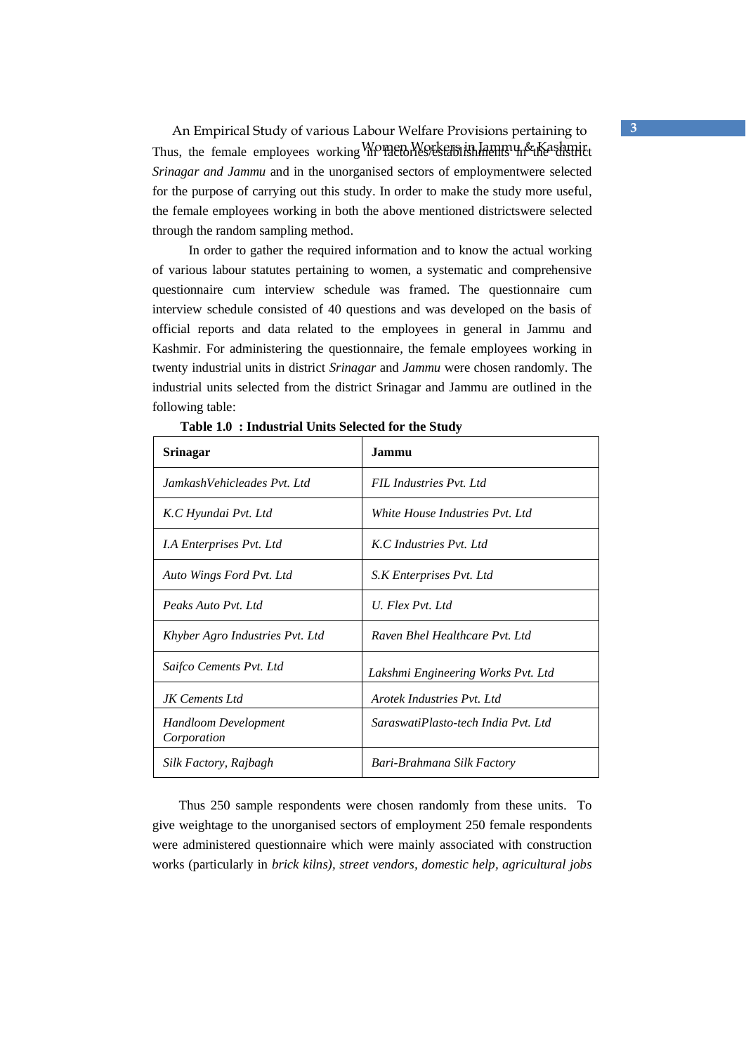Thus, the female employees working in factories/establishments in the district *Srinagar and Jammu* and in the unorganised sectors of employmentwere selected for the purpose of carrying out this study. In order to make the study more useful, the female employees working in both the above mentioned districtswere selected through the random sampling method.

In order to gather the required information and to know the actual working of various labour statutes pertaining to women, a systematic and comprehensive questionnaire cum interview schedule was framed. The questionnaire cum interview schedule consisted of 40 questions and was developed on the basis of official reports and data related to the employees in general in Jammu and Kashmir. For administering the questionnaire, the female employees working in twenty industrial units in district *Srinagar* and *Jammu* were chosen randomly. The industrial units selected from the district Srinagar and Jammu are outlined in the following table:

**Table 1.0 : Industrial Units Selected for the Study**

| Srinagar | Jammu |
|---|---|
| *JamkashVehicleades Pvt. Ltd* | *FIL Industries Pvt. Ltd* |
| *K.C Hyundai Pvt. Ltd* | *White House Industries Pvt. Ltd* |
| *I.A Enterprises Pvt. Ltd* | *K.C Industries Pvt. Ltd* |
| *Auto Wings Ford Pvt. Ltd* | *S.K Enterprises Pvt. Ltd* |
| *Peaks Auto Pvt. Ltd* | *U. Flex Pvt. Ltd* |
| *Khyber Agro Industries Pvt. Ltd* | *Raven Bhel Healthcare Pvt. Ltd* |
| *Saifco Cements Pvt. Ltd* | *Lakshmi Engineering Works Pvt. Ltd* |
| *JK Cements Ltd* | *Arotek Industries Pvt. Ltd* |
| *Handloom Development Corporation* | *SaraswatiPlasto-tech India Pvt. Ltd* |
| *Silk Factory, Rajbagh* | *Bari-Brahmana Silk Factory* |

Thus 250 sample respondents were chosen randomly from these units. To give weightage to the unorganised sectors of employment 250 female respondents were administered questionnaire which were mainly associated with construction works (particularly in *brick kilns), street vendors, domestic help, agricultural jobs*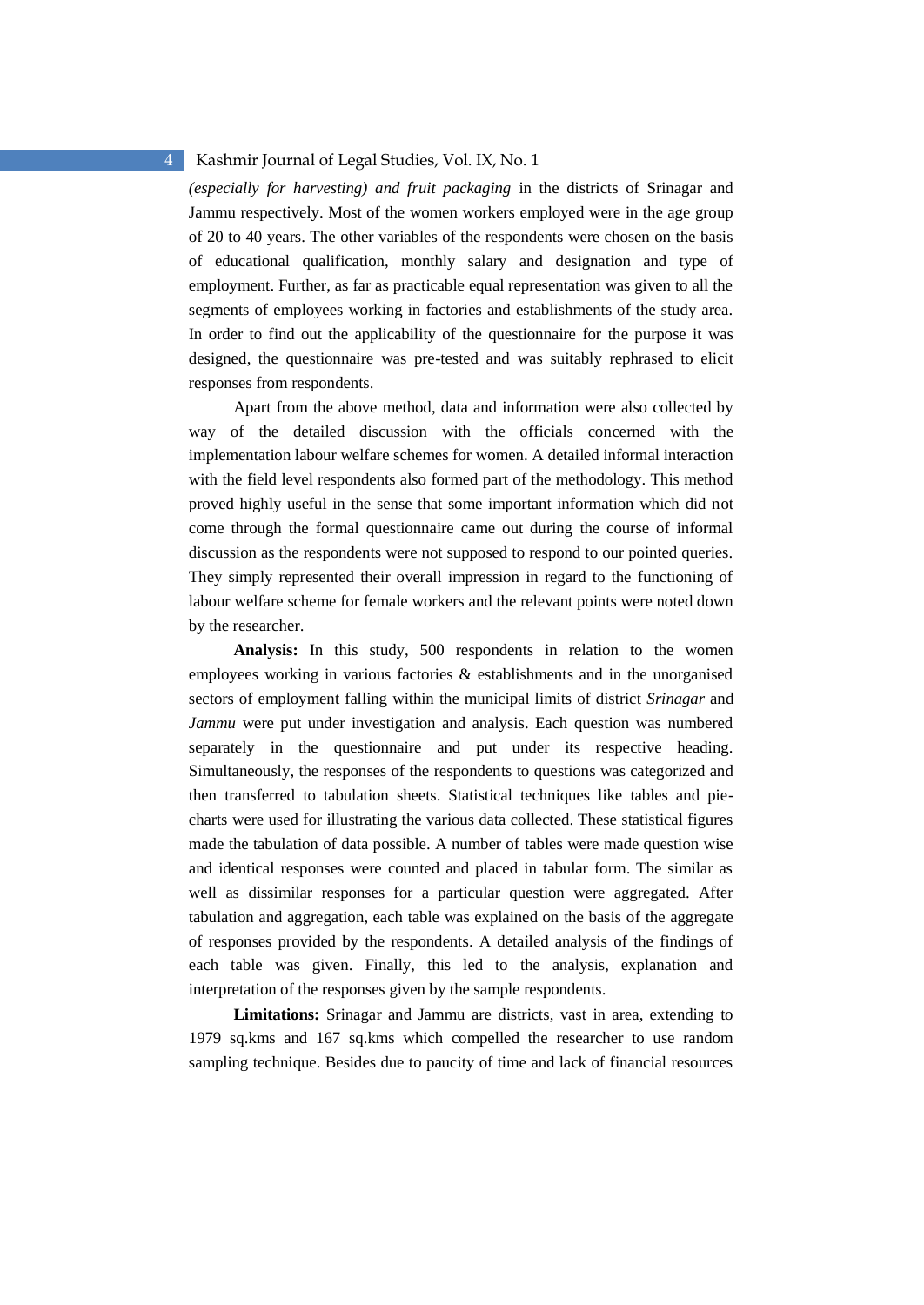*(especially for harvesting) and fruit packaging* in the districts of Srinagar and Jammu respectively. Most of the women workers employed were in the age group of 20 to 40 years. The other variables of the respondents were chosen on the basis of educational qualification, monthly salary and designation and type of employment. Further, as far as practicable equal representation was given to all the segments of employees working in factories and establishments of the study area. In order to find out the applicability of the questionnaire for the purpose it was designed, the questionnaire was pre-tested and was suitably rephrased to elicit responses from respondents.

Apart from the above method, data and information were also collected by way of the detailed discussion with the officials concerned with the implementation labour welfare schemes for women. A detailed informal interaction with the field level respondents also formed part of the methodology. This method proved highly useful in the sense that some important information which did not come through the formal questionnaire came out during the course of informal discussion as the respondents were not supposed to respond to our pointed queries. They simply represented their overall impression in regard to the functioning of labour welfare scheme for female workers and the relevant points were noted down by the researcher.

**Analysis:** In this study, 500 respondents in relation to the women employees working in various factories & establishments and in the unorganised sectors of employment falling within the municipal limits of district *Srinagar* and *Jammu* were put under investigation and analysis. Each question was numbered separately in the questionnaire and put under its respective heading. Simultaneously, the responses of the respondents to questions was categorized and then transferred to tabulation sheets. Statistical techniques like tables and pie-charts were used for illustrating the various data collected. These statistical figures made the tabulation of data possible. A number of tables were made question wise and identical responses were counted and placed in tabular form. The similar as well as dissimilar responses for a particular question were aggregated. After tabulation and aggregation, each table was explained on the basis of the aggregate of responses provided by the respondents. A detailed analysis of the findings of each table was given. Finally, this led to the analysis, explanation and interpretation of the responses given by the sample respondents.

**Limitations:** Srinagar and Jammu are districts, vast in area, extending to 1979 sq.kms and 167 sq.kms which compelled the researcher to use random sampling technique. Besides due to paucity of time and lack of financial resources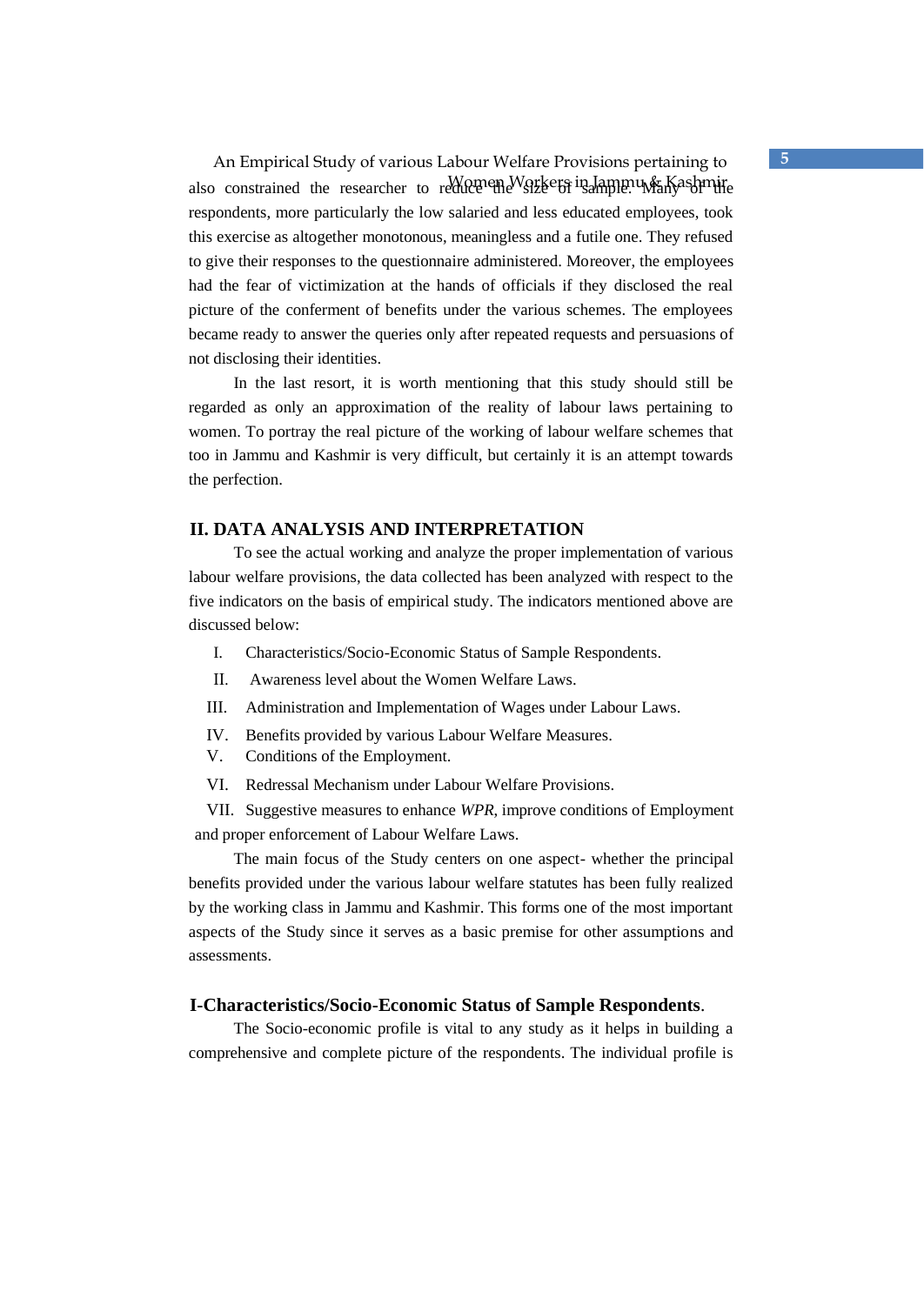also constrained the researcher to reduce the size of sample. Many of the respondents, more particularly the low salaried and less educated employees, took this exercise as altogether monotonous, meaningless and a futile one. They refused to give their responses to the questionnaire administered. Moreover, the employees had the fear of victimization at the hands of officials if they disclosed the real picture of the conferment of benefits under the various schemes. The employees became ready to answer the queries only after repeated requests and persuasions of not disclosing their identities.

In the last resort, it is worth mentioning that this study should still be regarded as only an approximation of the reality of labour laws pertaining to women. To portray the real picture of the working of labour welfare schemes that too in Jammu and Kashmir is very difficult, but certainly it is an attempt towards the perfection.

## II. DATA ANALYSIS AND INTERPRETATION

To see the actual working and analyze the proper implementation of various labour welfare provisions, the data collected has been analyzed with respect to the five indicators on the basis of empirical study. The indicators mentioned above are discussed below:

I. Characteristics/Socio-Economic Status of Sample Respondents.

II. Awareness level about the Women Welfare Laws.

III. Administration and Implementation of Wages under Labour Laws.

IV. Benefits provided by various Labour Welfare Measures.

V. Conditions of the Employment.

VI. Redressal Mechanism under Labour Welfare Provisions.

VII. Suggestive measures to enhance *WPR*, improve conditions of Employment and proper enforcement of Labour Welfare Laws.

The main focus of the Study centers on one aspect- whether the principal benefits provided under the various labour welfare statutes has been fully realized by the working class in Jammu and Kashmir. This forms one of the most important aspects of the Study since it serves as a basic premise for other assumptions and assessments.

### I-Characteristics/Socio-Economic Status of Sample Respondents.

The Socio-economic profile is vital to any study as it helps in building a comprehensive and complete picture of the respondents. The individual profile is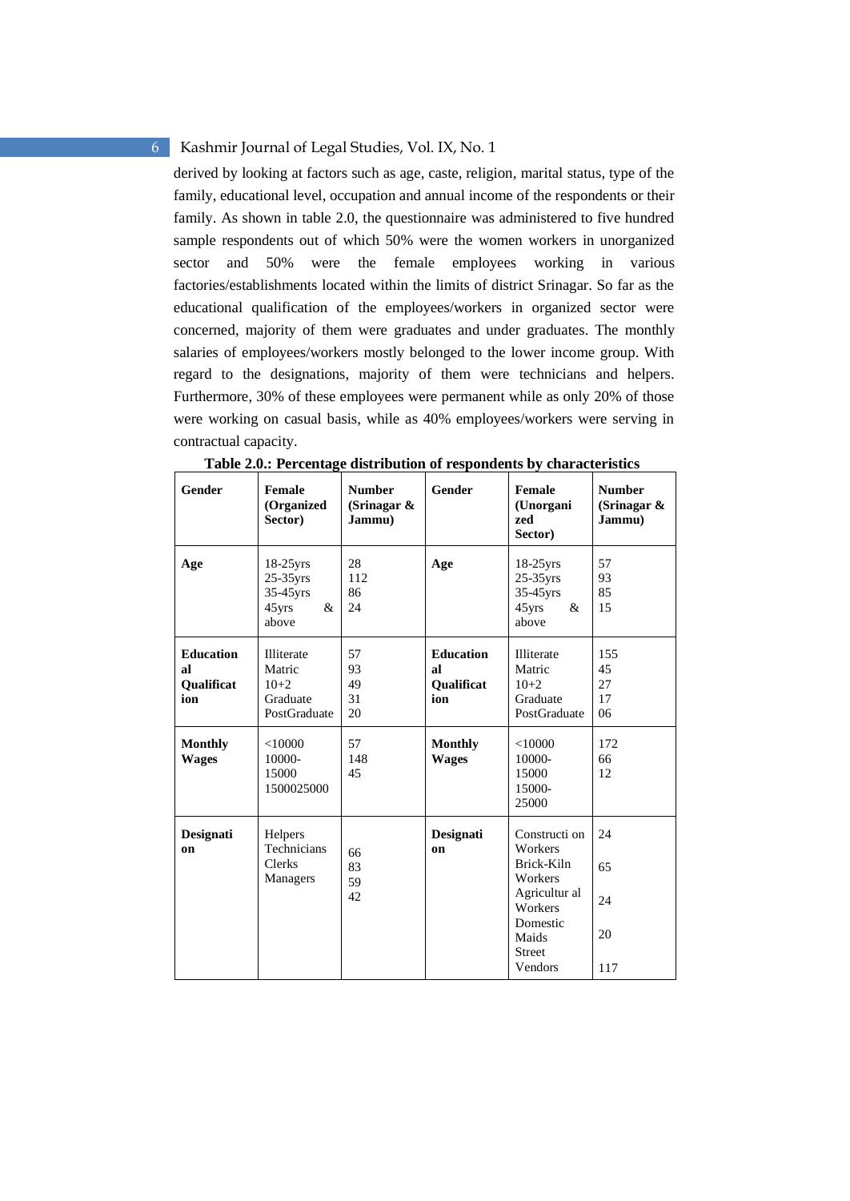derived by looking at factors such as age, caste, religion, marital status, type of the family, educational level, occupation and annual income of the respondents or their family. As shown in table 2.0, the questionnaire was administered to five hundred sample respondents out of which 50% were the women workers in unorganized sector and 50% were the female employees working in various factories/establishments located within the limits of district Srinagar. So far as the educational qualification of the employees/workers in organized sector were concerned, majority of them were graduates and under graduates. The monthly salaries of employees/workers mostly belonged to the lower income group. With regard to the designations, majority of them were technicians and helpers. Furthermore, 30% of these employees were permanent while as only 20% of those were working on casual basis, while as 40% employees/workers were serving in contractual capacity.

**Table 2.0.: Percentage distribution of respondents by characteristics**

| Gender | Female (Organized Sector) | Number (Srinagar & Jammu) | Gender | Female (Unorganized Sector) | Number (Srinagar & Jammu) |
|---|---|---|---|---|---|
| **Age** | 18-25yrs<br>25-35yrs<br>35-45yrs<br>45yrs & above | 28<br>112<br>86<br>24 | **Age** | 18-25yrs<br>25-35yrs<br>35-45yrs<br>45yrs & above | 57<br>93<br>85<br>15 |
| **Educational Qualification** | Illiterate<br>Matric<br>10+2<br>Graduate<br>PostGraduate | 57<br>93<br>49<br>31<br>20 | **Educational Qualification** | Illiterate<br>Matric<br>10+2<br>Graduate<br>PostGraduate | 155<br>45<br>27<br>17<br>06 |
| **Monthly Wages** | <10000<br>10000-15000<br>1500025000 | 57<br>148<br>45 | **Monthly Wages** | <10000<br>10000-15000<br>15000-25000 | 172<br>66<br>12 |
| **Designation** | Helpers<br>Technicians<br>Clerks<br>Managers | 66<br>83<br>59<br>42 | **Designation** | Construction Workers<br>Brick-Kiln Workers<br>Agricultural Workers<br>Domestic Maids<br>Street Vendors | 24<br>65<br>24<br>20<br>117 |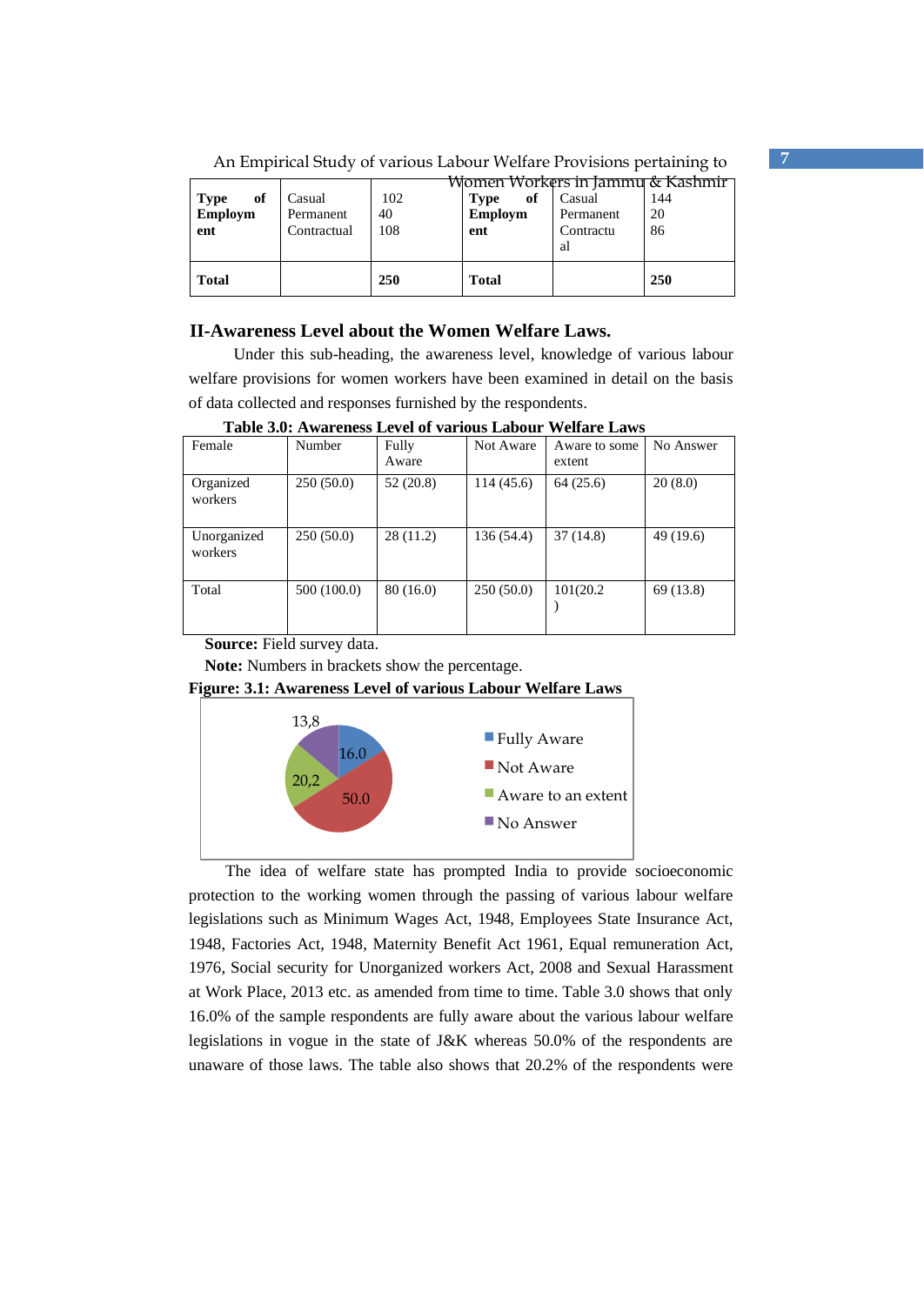| Type of Employment | Casual<br>Permanent<br>Contractual | 102<br>40<br>108 | Type of Employment | Casual<br>Permanent<br>Contractual | 144<br>20<br>86 |
|---|---|---|---|---|---|
| **Total** | | **250** | **Total** | | **250** |

## II-Awareness Level about the Women Welfare Laws.

Under this sub-heading, the awareness level, knowledge of various labour welfare provisions for women workers have been examined in detail on the basis of data collected and responses furnished by the respondents.

**Table 3.0: Awareness Level of various Labour Welfare Laws**

| Female | Number | Fully Aware | Not Aware | Aware to some extent | No Answer |
|---|---|---|---|---|---|
| Organized workers | 250 (50.0) | 52 (20.8) | 114 (45.6) | 64 (25.6) | 20 (8.0) |
| Unorganized workers | 250 (50.0) | 28 (11.2) | 136 (54.4) | 37 (14.8) | 49 (19.6) |
| Total | 500 (100.0) | 80 (16.0) | 250 (50.0) | 101(20.2) | 69 (13.8) |

**Source:** Field survey data.

**Note:** Numbers in brackets show the percentage.

**Figure: 3.1: Awareness Level of various Labour Welfare Laws**

13,8
16.0
20,2
50.0

- Fully Aware
- Not Aware
- Aware to an extent
- No Answer

The idea of welfare state has prompted India to provide socioeconomic protection to the working women through the passing of various labour welfare legislations such as Minimum Wages Act, 1948, Employees State Insurance Act, 1948, Factories Act, 1948, Maternity Benefit Act 1961, Equal remuneration Act, 1976, Social security for Unorganized workers Act, 2008 and Sexual Harassment at Work Place, 2013 etc. as amended from time to time. Table 3.0 shows that only 16.0% of the sample respondents are fully aware about the various labour welfare legislations in vogue in the state of J&K whereas 50.0% of the respondents are unaware of those laws. The table also shows that 20.2% of the respondents were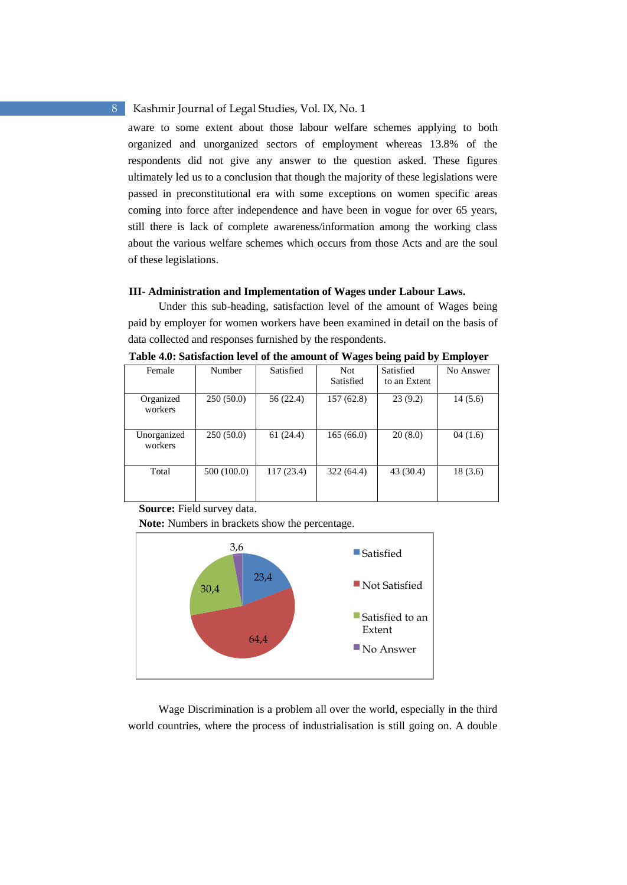aware to some extent about those labour welfare schemes applying to both organized and unorganized sectors of employment whereas 13.8% of the respondents did not give any answer to the question asked. These figures ultimately led us to a conclusion that though the majority of these legislations were passed in preconstitutional era with some exceptions on women specific areas coming into force after independence and have been in vogue for over 65 years, still there is lack of complete awareness/information among the working class about the various welfare schemes which occurs from those Acts and are the soul of these legislations.

### III- Administration and Implementation of Wages under Labour Laws.

Under this sub-heading, satisfaction level of the amount of Wages being paid by employer for women workers have been examined in detail on the basis of data collected and responses furnished by the respondents.

**Table 4.0: Satisfaction level of the amount of Wages being paid by Employer**

| Female | Number | Satisfied | Not Satisfied | Satisfied to an Extent | No Answer |
|---|---|---|---|---|---|
| Organized workers | 250 (50.0) | 56 (22.4) | 157 (62.8) | 23 (9.2) | 14 (5.6) |
| Unorganized workers | 250 (50.0) | 61 (24.4) | 165 (66.0) | 20 (8.0) | 04 (1.6) |
| Total | 500 (100.0) | 117 (23.4) | 322 (64.4) | 43 (30.4) | 18 (3.6) |

**Source:** Field survey data.

**Note:** Numbers in brackets show the percentage.

Wage Discrimination is a problem all over the world, especially in the third world countries, where the process of industrialisation is still going on. A double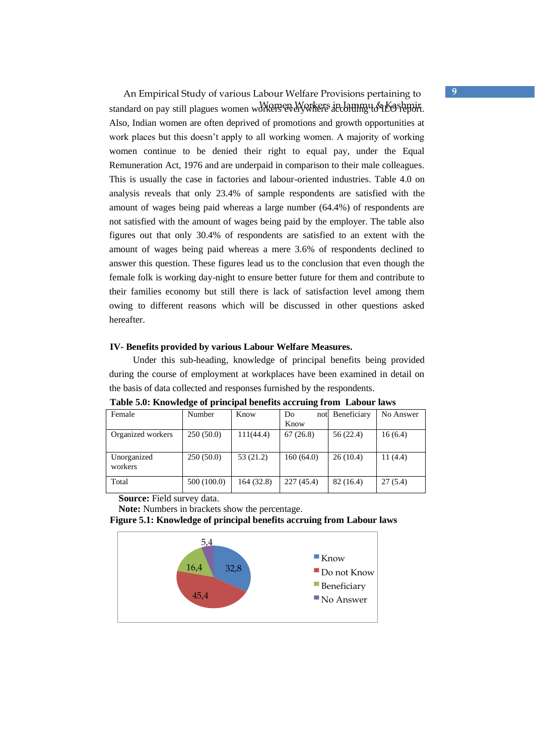standard on pay still plagues women workers everywhere according to ILO report. Also, Indian women are often deprived of promotions and growth opportunities at work places but this doesn't apply to all working women. A majority of working women continue to be denied their right to equal pay, under the Equal Remuneration Act, 1976 and are underpaid in comparison to their male colleagues. This is usually the case in factories and labour-oriented industries. Table 4.0 on analysis reveals that only 23.4% of sample respondents are satisfied with the amount of wages being paid whereas a large number (64.4%) of respondents are not satisfied with the amount of wages being paid by the employer. The table also figures out that only 30.4% of respondents are satisfied to an extent with the amount of wages being paid whereas a mere 3.6% of respondents declined to answer this question. These figures lead us to the conclusion that even though the female folk is working day-night to ensure better future for them and contribute to their families economy but still there is lack of satisfaction level among them owing to different reasons which will be discussed in other questions asked hereafter.

**IV- Benefits provided by various Labour Welfare Measures.**

Under this sub-heading, knowledge of principal benefits being provided during the course of employment at workplaces have been examined in detail on the basis of data collected and responses furnished by the respondents.

**Table 5.0: Knowledge of principal benefits accruing from Labour laws**

| Female | Number | Know | Do not Know | Beneficiary | No Answer |
|---|---|---|---|---|---|
| Organized workers | 250 (50.0) | 111(44.4) | 67 (26.8) | 56 (22.4) | 16 (6.4) |
| Unorganized workers | 250 (50.0) | 53 (21.2) | 160 (64.0) | 26 (10.4) | 11 (4.4) |
| Total | 500 (100.0) | 164 (32.8) | 227 (45.4) | 82 (16.4) | 27 (5.4) |

**Source:** Field survey data.

**Note:** Numbers in brackets show the percentage.

**Figure 5.1: Knowledge of principal benefits accruing from Labour laws**

| Category | Value |
|---|---|
| Know | 32,8 |
| Do not Know | 45,4 |
| Beneficiary | 16,4 |
| No Answer | 5,4 |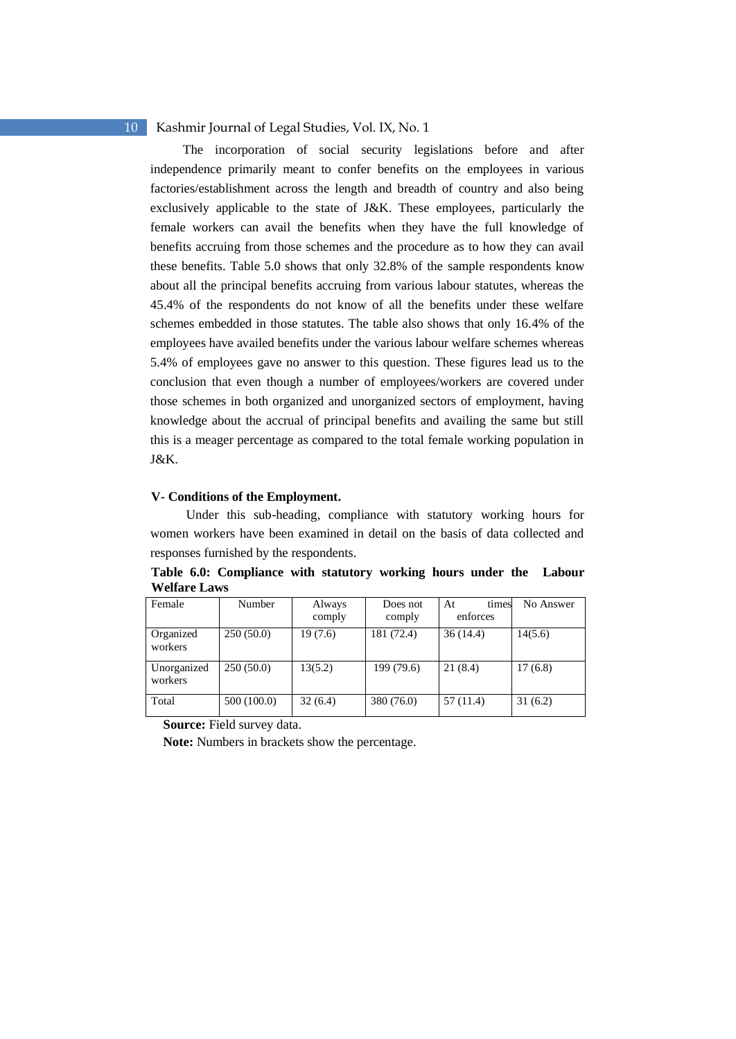The incorporation of social security legislations before and after independence primarily meant to confer benefits on the employees in various factories/establishment across the length and breadth of country and also being exclusively applicable to the state of J&K. These employees, particularly the female workers can avail the benefits when they have the full knowledge of benefits accruing from those schemes and the procedure as to how they can avail these benefits. Table 5.0 shows that only 32.8% of the sample respondents know about all the principal benefits accruing from various labour statutes, whereas the 45.4% of the respondents do not know of all the benefits under these welfare schemes embedded in those statutes. The table also shows that only 16.4% of the employees have availed benefits under the various labour welfare schemes whereas 5.4% of employees gave no answer to this question. These figures lead us to the conclusion that even though a number of employees/workers are covered under those schemes in both organized and unorganized sectors of employment, having knowledge about the accrual of principal benefits and availing the same but still this is a meager percentage as compared to the total female working population in J&K.

**V- Conditions of the Employment.**

Under this sub-heading, compliance with statutory working hours for women workers have been examined in detail on the basis of data collected and responses furnished by the respondents.

**Table 6.0: Compliance with statutory working hours under the Labour Welfare Laws**

| Female | Number | Always comply | Does not comply | At times enforces | No Answer |
|---|---|---|---|---|---|
| Organized workers | 250 (50.0) | 19 (7.6) | 181 (72.4) | 36 (14.4) | 14(5.6) |
| Unorganized workers | 250 (50.0) | 13(5.2) | 199 (79.6) | 21 (8.4) | 17 (6.8) |
| Total | 500 (100.0) | 32 (6.4) | 380 (76.0) | 57 (11.4) | 31 (6.2) |

**Source:** Field survey data.

**Note:** Numbers in brackets show the percentage.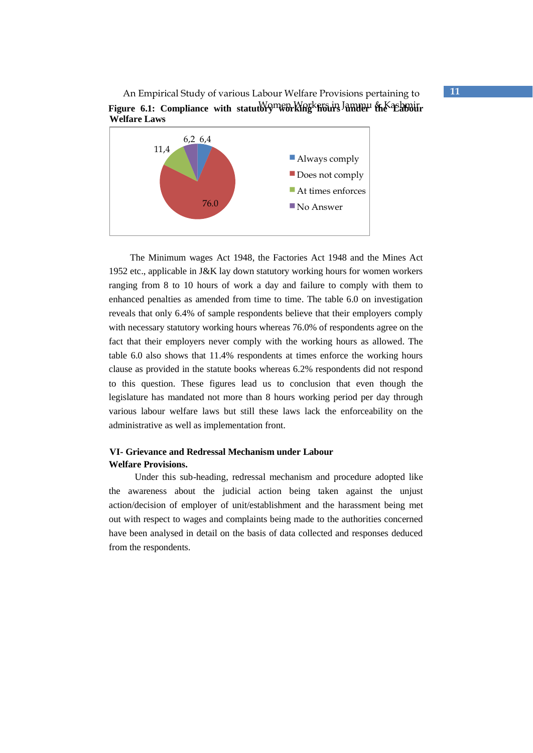**Figure 6.1: Compliance with statutory working hours under the Labour Welfare Laws**

The Minimum wages Act 1948, the Factories Act 1948 and the Mines Act 1952 etc., applicable in J&K lay down statutory working hours for women workers ranging from 8 to 10 hours of work a day and failure to comply with them to enhanced penalties as amended from time to time. The table 6.0 on investigation reveals that only 6.4% of sample respondents believe that their employers comply with necessary statutory working hours whereas 76.0% of respondents agree on the fact that their employers never comply with the working hours as allowed. The table 6.0 also shows that 11.4% respondents at times enforce the working hours clause as provided in the statute books whereas 6.2% respondents did not respond to this question. These figures lead us to conclusion that even though the legislature has mandated not more than 8 hours working period per day through various labour welfare laws but still these laws lack the enforceability on the administrative as well as implementation front.

**VI- Grievance and Redressal Mechanism under Labour Welfare Provisions.**

Under this sub-heading, redressal mechanism and procedure adopted like the awareness about the judicial action being taken against the unjust action/decision of employer of unit/establishment and the harassment being met out with respect to wages and complaints being made to the authorities concerned have been analysed in detail on the basis of data collected and responses deduced from the respondents.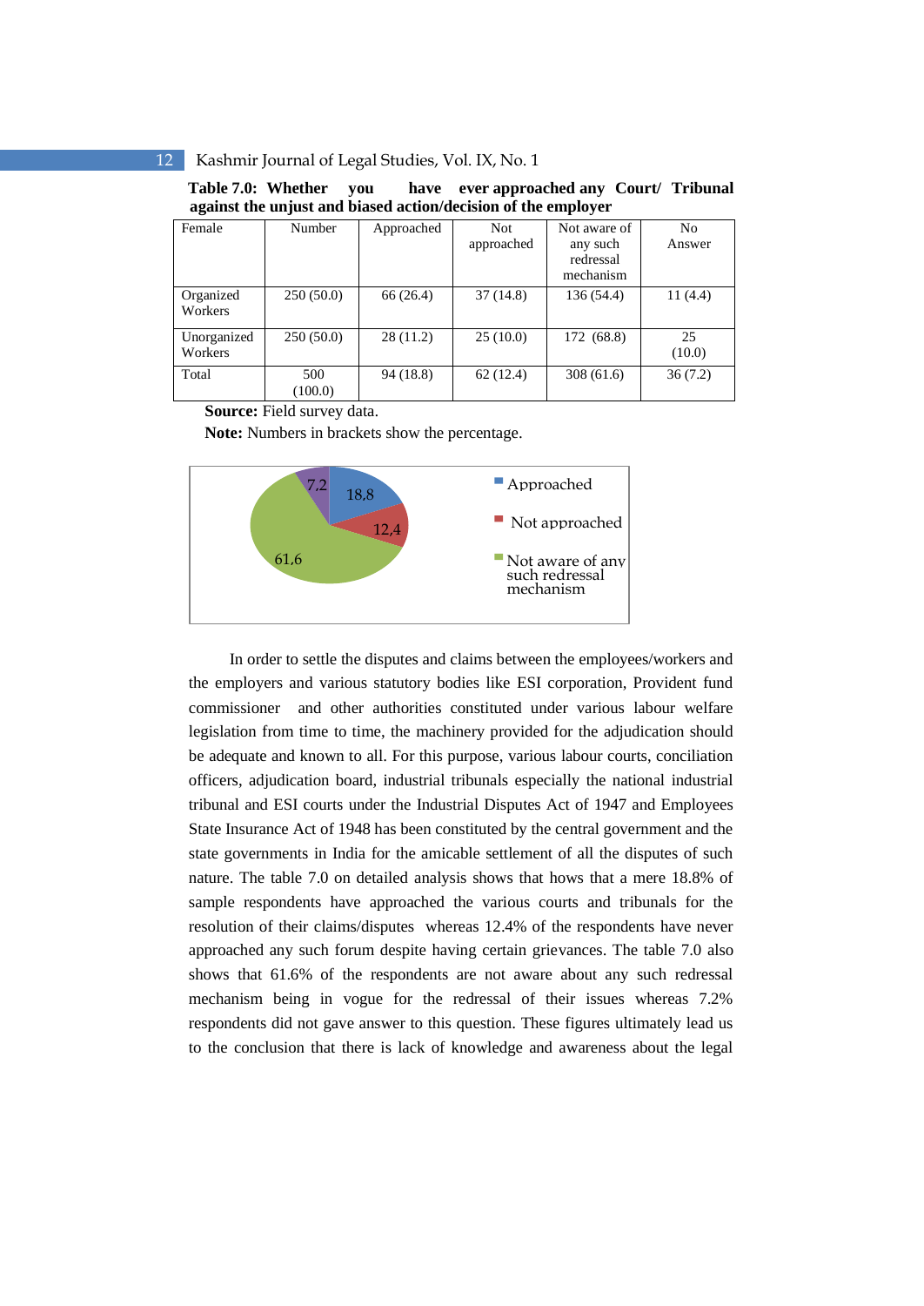**Table 7.0: Whether you have ever approached any Court/ Tribunal against the unjust and biased action/decision of the employer**

| Female | Number | Approached | Not approached | Not aware of any such redressal mechanism | No Answer |
|---|---|---|---|---|---|
| Organized Workers | 250 (50.0) | 66 (26.4) | 37 (14.8) | 136 (54.4) | 11 (4.4) |
| Unorganized Workers | 250 (50.0) | 28 (11.2) | 25 (10.0) | 172 (68.8) | 25 (10.0) |
| Total | 500 (100.0) | 94 (18.8) | 62 (12.4) | 308 (61.6) | 36 (7.2) |

**Source:** Field survey data.

**Note:** Numbers in brackets show the percentage.

In order to settle the disputes and claims between the employees/workers and the employers and various statutory bodies like ESI corporation, Provident fund commissioner and other authorities constituted under various labour welfare legislation from time to time, the machinery provided for the adjudication should be adequate and known to all. For this purpose, various labour courts, conciliation officers, adjudication board, industrial tribunals especially the national industrial tribunal and ESI courts under the Industrial Disputes Act of 1947 and Employees State Insurance Act of 1948 has been constituted by the central government and the state governments in India for the amicable settlement of all the disputes of such nature. The table 7.0 on detailed analysis shows that hows that a mere 18.8% of sample respondents have approached the various courts and tribunals for the resolution of their claims/disputes whereas 12.4% of the respondents have never approached any such forum despite having certain grievances. The table 7.0 also shows that 61.6% of the respondents are not aware about any such redressal mechanism being in vogue for the redressal of their issues whereas 7.2% respondents did not gave answer to this question. These figures ultimately lead us to the conclusion that there is lack of knowledge and awareness about the legal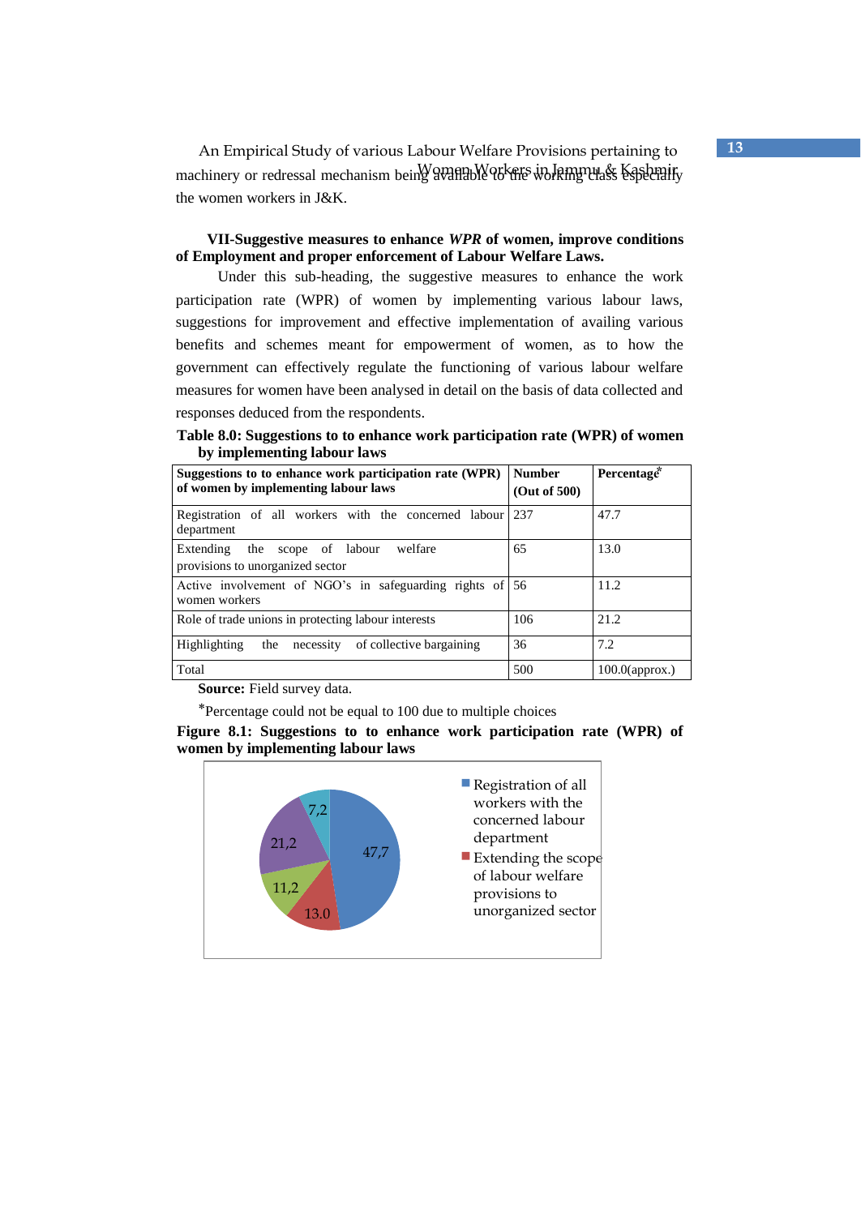machinery or redressal mechanism being available to the working class especially the women workers in J&K.

**VII-Suggestive measures to enhance *WPR* of women, improve conditions of Employment and proper enforcement of Labour Welfare Laws.**

Under this sub-heading, the suggestive measures to enhance the work participation rate (WPR) of women by implementing various labour laws, suggestions for improvement and effective implementation of availing various benefits and schemes meant for empowerment of women, as to how the government can effectively regulate the functioning of various labour welfare measures for women have been analysed in detail on the basis of data collected and responses deduced from the respondents.

**Table 8.0: Suggestions to to enhance work participation rate (WPR) of women by implementing labour laws**

| Suggestions to to enhance work participation rate (WPR) of women by implementing labour laws | Number (Out of 500) | Percentage* |
|---|---|---|
| Registration of all workers with the concerned labour department | 237 | 47.7 |
| Extending the scope of labour welfare provisions to unorganized sector | 65 | 13.0 |
| Active involvement of NGO's in safeguarding rights of women workers | 56 | 11.2 |
| Role of trade unions in protecting labour interests | 106 | 21.2 |
| Highlighting the necessity of collective bargaining | 36 | 7.2 |
| Total | 500 | 100.0(approx.) |

**Source:** Field survey data.

*Percentage could not be equal to 100 due to multiple choices

**Figure 8.1: Suggestions to to enhance work participation rate (WPR) of women by implementing labour laws**

47,7
13.0
11,2
21,2
7,2

Registration of all workers with the concerned labour department

Extending the scope of labour welfare provisions to unorganized sector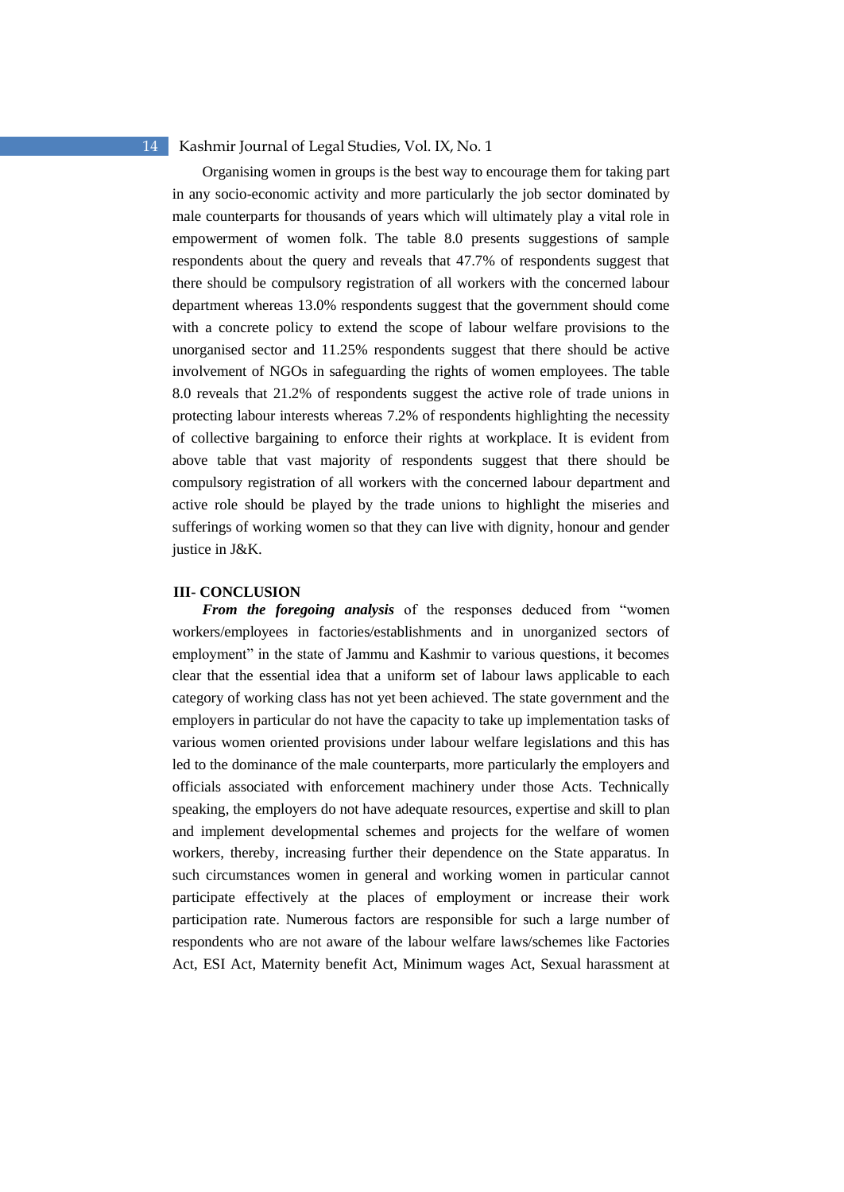Organising women in groups is the best way to encourage them for taking part in any socio-economic activity and more particularly the job sector dominated by male counterparts for thousands of years which will ultimately play a vital role in empowerment of women folk. The table 8.0 presents suggestions of sample respondents about the query and reveals that 47.7% of respondents suggest that there should be compulsory registration of all workers with the concerned labour department whereas 13.0% respondents suggest that the government should come with a concrete policy to extend the scope of labour welfare provisions to the unorganised sector and 11.25% respondents suggest that there should be active involvement of NGOs in safeguarding the rights of women employees. The table 8.0 reveals that 21.2% of respondents suggest the active role of trade unions in protecting labour interests whereas 7.2% of respondents highlighting the necessity of collective bargaining to enforce their rights at workplace. It is evident from above table that vast majority of respondents suggest that there should be compulsory registration of all workers with the concerned labour department and active role should be played by the trade unions to highlight the miseries and sufferings of working women so that they can live with dignity, honour and gender justice in J&K.

## III- CONCLUSION

***From the foregoing analysis*** of the responses deduced from "women workers/employees in factories/establishments and in unorganized sectors of employment" in the state of Jammu and Kashmir to various questions, it becomes clear that the essential idea that a uniform set of labour laws applicable to each category of working class has not yet been achieved. The state government and the employers in particular do not have the capacity to take up implementation tasks of various women oriented provisions under labour welfare legislations and this has led to the dominance of the male counterparts, more particularly the employers and officials associated with enforcement machinery under those Acts. Technically speaking, the employers do not have adequate resources, expertise and skill to plan and implement developmental schemes and projects for the welfare of women workers, thereby, increasing further their dependence on the State apparatus. In such circumstances women in general and working women in particular cannot participate effectively at the places of employment or increase their work participation rate. Numerous factors are responsible for such a large number of respondents who are not aware of the labour welfare laws/schemes like Factories Act, ESI Act, Maternity benefit Act, Minimum wages Act, Sexual harassment at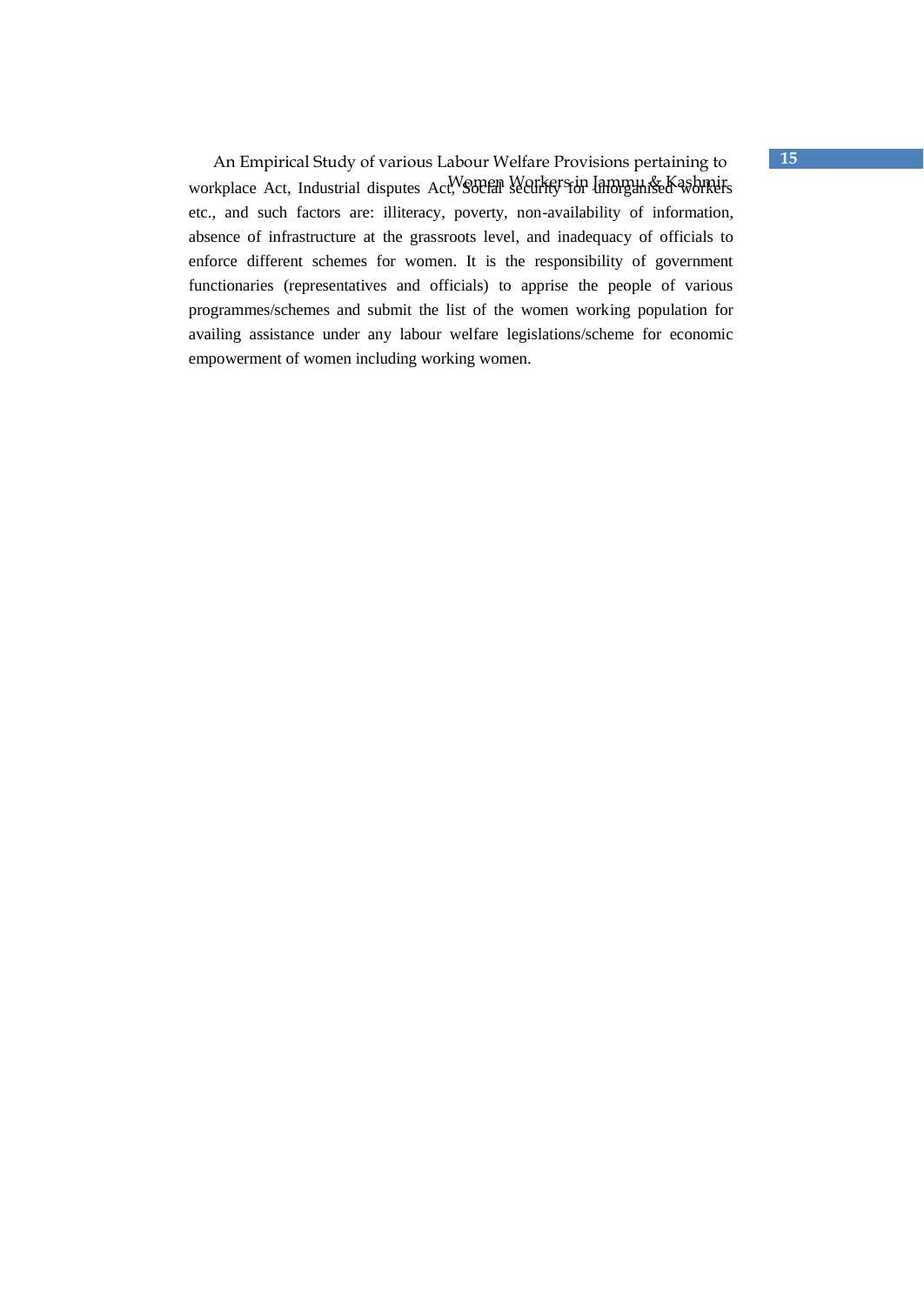workplace Act, Industrial disputes Act, Social security for unorganised workers etc., and such factors are: illiteracy, poverty, non-availability of information, absence of infrastructure at the grassroots level, and inadequacy of officials to enforce different schemes for women. It is the responsibility of government functionaries (representatives and officials) to apprise the people of various programmes/schemes and submit the list of the women working population for availing assistance under any labour welfare legislations/scheme for economic empowerment of women including working women.